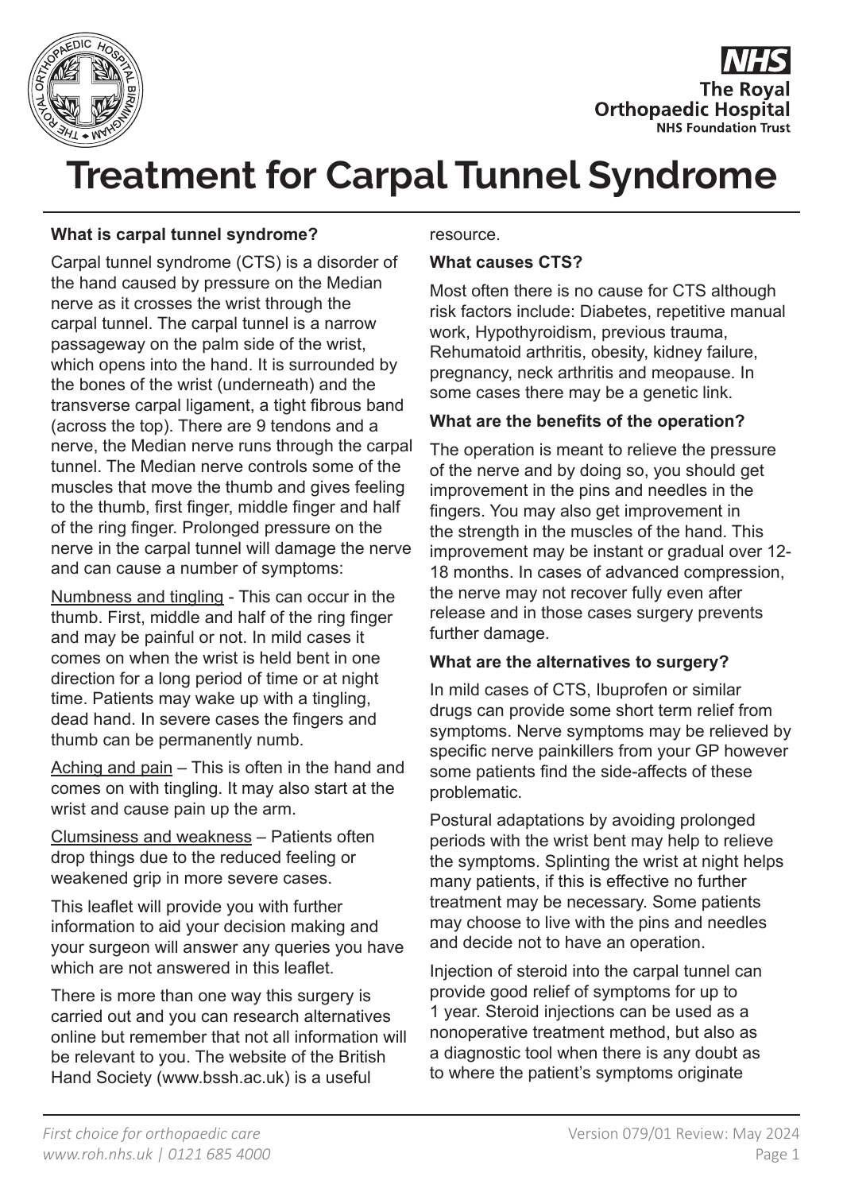# Treatment for Carpal Tunnel Syndrome

**What is carpal tunnel syndrome?**

Carpal tunnel syndrome (CTS) is a disorder of the hand caused by pressure on the Median nerve as it crosses the wrist through the carpal tunnel. The carpal tunnel is a narrow passageway on the palm side of the wrist, which opens into the hand. It is surrounded by the bones of the wrist (underneath) and the transverse carpal ligament, a tight fibrous band (across the top). There are 9 tendons and a nerve, the Median nerve runs through the carpal tunnel. The Median nerve controls some of the muscles that move the thumb and gives feeling to the thumb, first finger, middle finger and half of the ring finger. Prolonged pressure on the nerve in the carpal tunnel will damage the nerve and can cause a number of symptoms:

Numbness and tingling - This can occur in the thumb. First, middle and half of the ring finger and may be painful or not. In mild cases it comes on when the wrist is held bent in one direction for a long period of time or at night time. Patients may wake up with a tingling, dead hand. In severe cases the fingers and thumb can be permanently numb.

Aching and pain – This is often in the hand and comes on with tingling. It may also start at the wrist and cause pain up the arm.

Clumsiness and weakness – Patients often drop things due to the reduced feeling or weakened grip in more severe cases.

This leaflet will provide you with further information to aid your decision making and your surgeon will answer any queries you have which are not answered in this leaflet.

There is more than one way this surgery is carried out and you can research alternatives online but remember that not all information will be relevant to you. The website of the British Hand Society (www.bssh.ac.uk) is a useful resource.

**What causes CTS?**

Most often there is no cause for CTS although risk factors include: Diabetes, repetitive manual work, Hypothyroidism, previous trauma, Rehumatoid arthritis, obesity, kidney failure, pregnancy, neck arthritis and meopause. In some cases there may be a genetic link.

**What are the benefits of the operation?**

The operation is meant to relieve the pressure of the nerve and by doing so, you should get improvement in the pins and needles in the fingers. You may also get improvement in the strength in the muscles of the hand. This improvement may be instant or gradual over 12-18 months. In cases of advanced compression, the nerve may not recover fully even after release and in those cases surgery prevents further damage.

**What are the alternatives to surgery?**

In mild cases of CTS, Ibuprofen or similar drugs can provide some short term relief from symptoms. Nerve symptoms may be relieved by specific nerve painkillers from your GP however some patients find the side-affects of these problematic.

Postural adaptations by avoiding prolonged periods with the wrist bent may help to relieve the symptoms. Splinting the wrist at night helps many patients, if this is effective no further treatment may be necessary. Some patients may choose to live with the pins and needles and decide not to have an operation.

Injection of steroid into the carpal tunnel can provide good relief of symptoms for up to 1 year. Steroid injections can be used as a nonoperative treatment method, but also as a diagnostic tool when there is any doubt as to where the patient's symptoms originate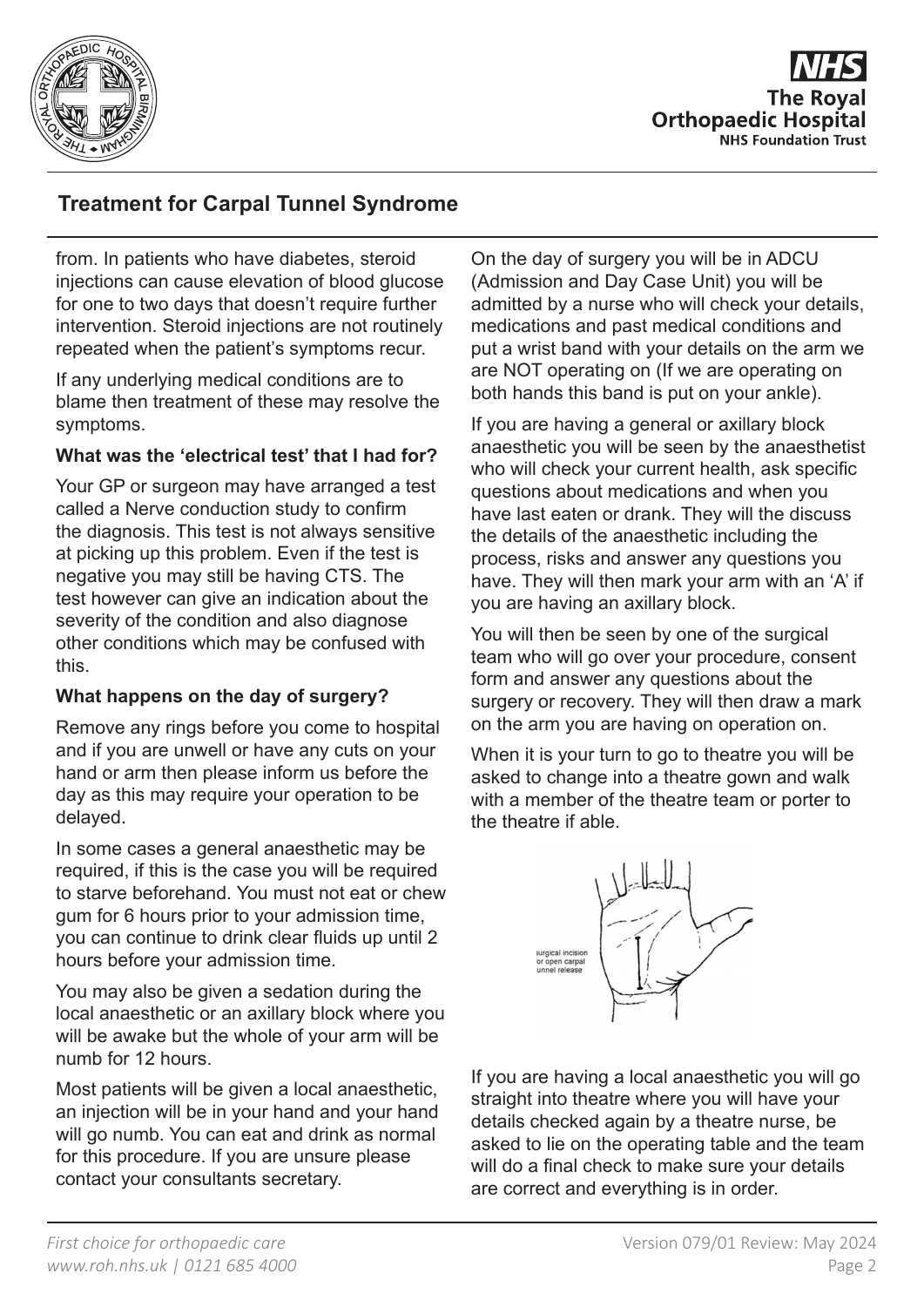from. In patients who have diabetes, steroid injections can cause elevation of blood glucose for one to two days that doesn't require further intervention. Steroid injections are not routinely repeated when the patient's symptoms recur.

If any underlying medical conditions are to blame then treatment of these may resolve the symptoms.

**What was the 'electrical test' that I had for?**

Your GP or surgeon may have arranged a test called a Nerve conduction study to confirm the diagnosis. This test is not always sensitive at picking up this problem. Even if the test is negative you may still be having CTS. The test however can give an indication about the severity of the condition and also diagnose other conditions which may be confused with this.

**What happens on the day of surgery?**

Remove any rings before you come to hospital and if you are unwell or have any cuts on your hand or arm then please inform us before the day as this may require your operation to be delayed.

In some cases a general anaesthetic may be required, if this is the case you will be required to starve beforehand. You must not eat or chew gum for 6 hours prior to your admission time, you can continue to drink clear fluids up until 2 hours before your admission time.

You may also be given a sedation during the local anaesthetic or an axillary block where you will be awake but the whole of your arm will be numb for 12 hours.

Most patients will be given a local anaesthetic, an injection will be in your hand and your hand will go numb. You can eat and drink as normal for this procedure. If you are unsure please contact your consultants secretary.

On the day of surgery you will be in ADCU (Admission and Day Case Unit) you will be admitted by a nurse who will check your details, medications and past medical conditions and put a wrist band with your details on the arm we are NOT operating on (If we are operating on both hands this band is put on your ankle).

If you are having a general or axillary block anaesthetic you will be seen by the anaesthetist who will check your current health, ask specific questions about medications and when you have last eaten or drank. They will the discuss the details of the anaesthetic including the process, risks and answer any questions you have. They will then mark your arm with an 'A' if you are having an axillary block.

You will then be seen by one of the surgical team who will go over your procedure, consent form and answer any questions about the surgery or recovery. They will then draw a mark on the arm you are having on operation on.

When it is your turn to go to theatre you will be asked to change into a theatre gown and walk with a member of the theatre team or porter to the theatre if able.

surgical incision for open carpal tunnel release

If you are having a local anaesthetic you will go straight into theatre where you will have your details checked again by a theatre nurse, be asked to lie on the operating table and the team will do a final check to make sure your details are correct and everything is in order.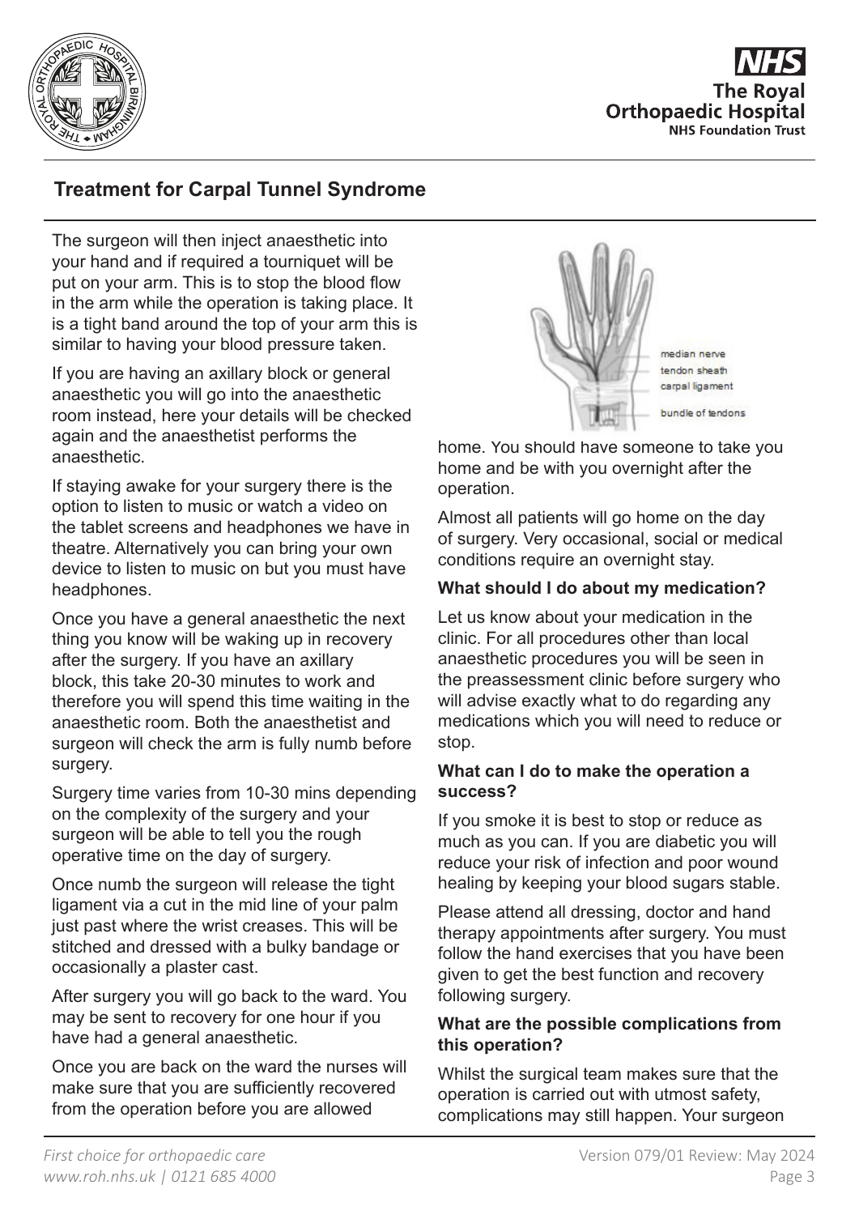The surgeon will then inject anaesthetic into your hand and if required a tourniquet will be put on your arm. This is to stop the blood flow in the arm while the operation is taking place. It is a tight band around the top of your arm this is similar to having your blood pressure taken.

If you are having an axillary block or general anaesthetic you will go into the anaesthetic room instead, here your details will be checked again and the anaesthetist performs the anaesthetic.

If staying awake for your surgery there is the option to listen to music or watch a video on the tablet screens and headphones we have in theatre. Alternatively you can bring your own device to listen to music on but you must have headphones.

Once you have a general anaesthetic the next thing you know will be waking up in recovery after the surgery. If you have an axillary block, this take 20-30 minutes to work and therefore you will spend this time waiting in the anaesthetic room. Both the anaesthetist and surgeon will check the arm is fully numb before surgery.

Surgery time varies from 10-30 mins depending on the complexity of the surgery and your surgeon will be able to tell you the rough operative time on the day of surgery.

Once numb the surgeon will release the tight ligament via a cut in the mid line of your palm just past where the wrist creases. This will be stitched and dressed with a bulky bandage or occasionally a plaster cast.

After surgery you will go back to the ward. You may be sent to recovery for one hour if you have had a general anaesthetic.

Once you are back on the ward the nurses will make sure that you are sufficiently recovered from the operation before you are allowed home. You should have someone to take you home and be with you overnight after the operation.

Almost all patients will go home on the day of surgery. Very occasional, social or medical conditions require an overnight stay.

**What should I do about my medication?**

Let us know about your medication in the clinic. For all procedures other than local anaesthetic procedures you will be seen in the preassessment clinic before surgery who will advise exactly what to do regarding any medications which you will need to reduce or stop.

**What can I do to make the operation a success?**

If you smoke it is best to stop or reduce as much as you can. If you are diabetic you will reduce your risk of infection and poor wound healing by keeping your blood sugars stable.

Please attend all dressing, doctor and hand therapy appointments after surgery. You must follow the hand exercises that you have been given to get the best function and recovery following surgery.

**What are the possible complications from this operation?**

Whilst the surgical team makes sure that the operation is carried out with utmost safety, complications may still happen. Your surgeon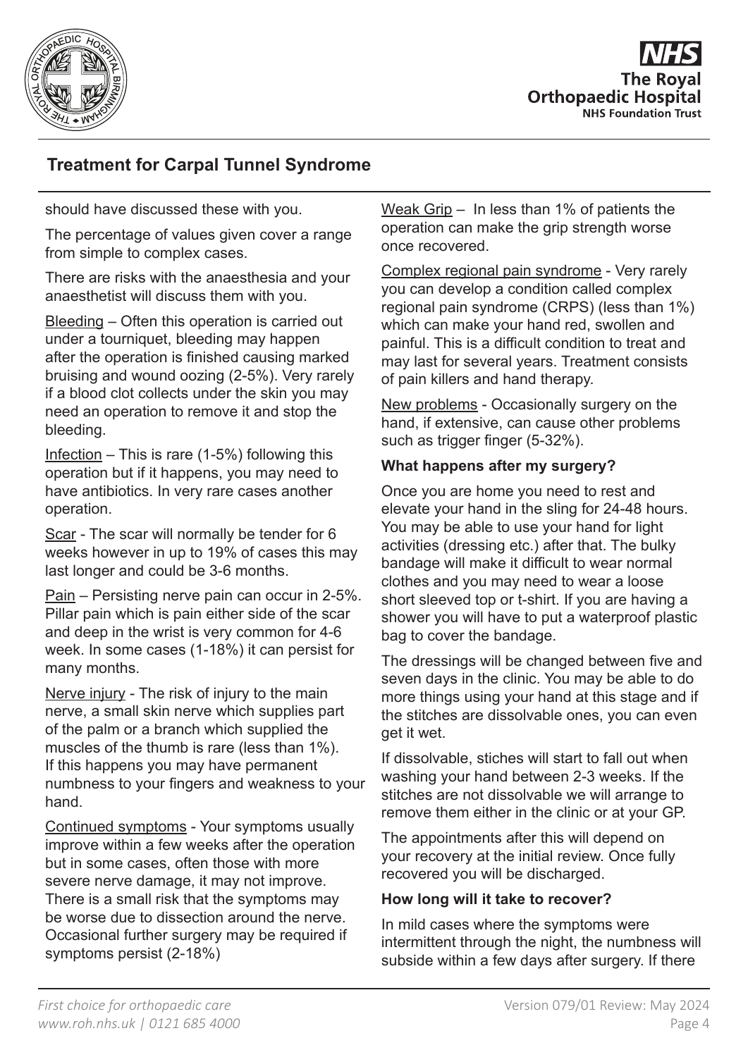should have discussed these with you.

The percentage of values given cover a range from simple to complex cases.

There are risks with the anaesthesia and your anaesthetist will discuss them with you.

Bleeding – Often this operation is carried out under a tourniquet, bleeding may happen after the operation is finished causing marked bruising and wound oozing (2-5%). Very rarely if a blood clot collects under the skin you may need an operation to remove it and stop the bleeding.

Infection – This is rare (1-5%) following this operation but if it happens, you may need to have antibiotics. In very rare cases another operation.

Scar - The scar will normally be tender for 6 weeks however in up to 19% of cases this may last longer and could be 3-6 months.

Pain – Persisting nerve pain can occur in 2-5%. Pillar pain which is pain either side of the scar and deep in the wrist is very common for 4-6 week. In some cases (1-18%) it can persist for many months.

Nerve injury - The risk of injury to the main nerve, a small skin nerve which supplies part of the palm or a branch which supplied the muscles of the thumb is rare (less than 1%). If this happens you may have permanent numbness to your fingers and weakness to your hand.

Continued symptoms - Your symptoms usually improve within a few weeks after the operation but in some cases, often those with more severe nerve damage, it may not improve. There is a small risk that the symptoms may be worse due to dissection around the nerve. Occasional further surgery may be required if symptoms persist (2-18%)

Weak Grip – In less than 1% of patients the operation can make the grip strength worse once recovered.

Complex regional pain syndrome - Very rarely you can develop a condition called complex regional pain syndrome (CRPS) (less than 1%) which can make your hand red, swollen and painful. This is a difficult condition to treat and may last for several years. Treatment consists of pain killers and hand therapy.

New problems - Occasionally surgery on the hand, if extensive, can cause other problems such as trigger finger (5-32%).

**What happens after my surgery?**

Once you are home you need to rest and elevate your hand in the sling for 24-48 hours. You may be able to use your hand for light activities (dressing etc.) after that. The bulky bandage will make it difficult to wear normal clothes and you may need to wear a loose short sleeved top or t-shirt. If you are having a shower you will have to put a waterproof plastic bag to cover the bandage.

The dressings will be changed between five and seven days in the clinic. You may be able to do more things using your hand at this stage and if the stitches are dissolvable ones, you can even get it wet.

If dissolvable, stiches will start to fall out when washing your hand between 2-3 weeks. If the stitches are not dissolvable we will arrange to remove them either in the clinic or at your GP.

The appointments after this will depend on your recovery at the initial review. Once fully recovered you will be discharged.

**How long will it take to recover?**

In mild cases where the symptoms were intermittent through the night, the numbness will subside within a few days after surgery. If there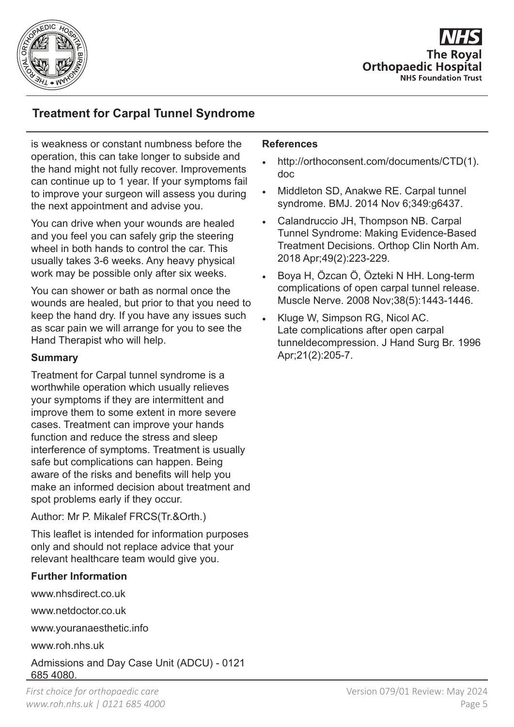is weakness or constant numbness before the operation, this can take longer to subside and the hand might not fully recover. Improvements can continue up to 1 year. If your symptoms fail to improve your surgeon will assess you during the next appointment and advise you.

You can drive when your wounds are healed and you feel you can safely grip the steering wheel in both hands to control the car. This usually takes 3-6 weeks. Any heavy physical work may be possible only after six weeks.

You can shower or bath as normal once the wounds are healed, but prior to that you need to keep the hand dry. If you have any issues such as scar pain we will arrange for you to see the Hand Therapist who will help.

### Summary

Treatment for Carpal tunnel syndrome is a worthwhile operation which usually relieves your symptoms if they are intermittent and improve them to some extent in more severe cases. Treatment can improve your hands function and reduce the stress and sleep interference of symptoms. Treatment is usually safe but complications can happen. Being aware of the risks and benefits will help you make an informed decision about treatment and spot problems early if they occur.

Author: Mr P. Mikalef FRCS(Tr.&Orth.)

This leaflet is intended for information purposes only and should not replace advice that your relevant healthcare team would give you.

### Further Information

www.nhsdirect.co.uk

www.netdoctor.co.uk

www.youranaesthetic.info

www.roh.nhs.uk

Admissions and Day Case Unit (ADCU) - 0121 685 4080.

### References

- http://orthoconsent.com/documents/CTD(1).doc
- Middleton SD, Anakwe RE. Carpal tunnel syndrome. BMJ. 2014 Nov 6;349:g6437.
- Calandruccio JH, Thompson NB. Carpal Tunnel Syndrome: Making Evidence-Based Treatment Decisions. Orthop Clin North Am. 2018 Apr;49(2):223-229.
- Boya H, Özcan Ö, Özteki N HH. Long-term complications of open carpal tunnel release. Muscle Nerve. 2008 Nov;38(5):1443-1446.
- Kluge W, Simpson RG, Nicol AC. Late complications after open carpal tunneldecompression. J Hand Surg Br. 1996 Apr;21(2):205-7.